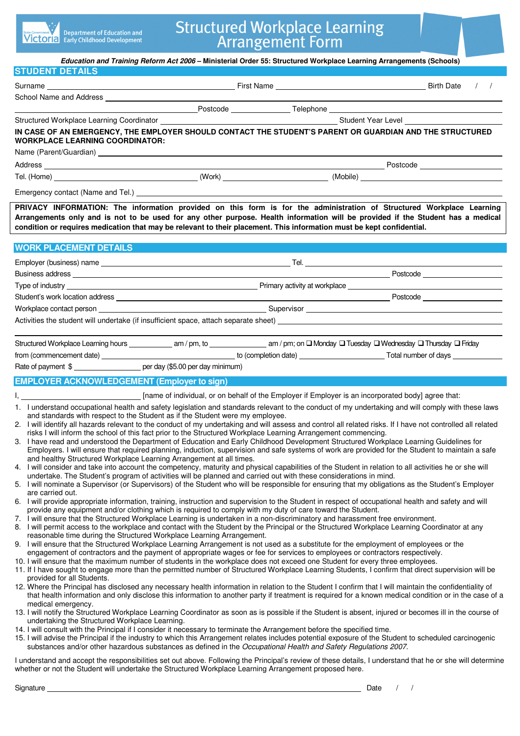Department of Education and Early Childhood Development

# Structured Workplace Learning Arrangement Form

***Education and Training Reform Act 2006* – Ministerial Order 55: Structured Workplace Learning Arrangements (Schools)**

## STUDENT DETAILS

Surname ______________________ First Name ______________________ Birth Date / /

School Name and Address ______________________

Postcode ____________ Telephone ______________________

Structured Workplace Learning Coordinator ______________________ Student Year Level ____________

**IN CASE OF AN EMERGENCY, THE EMPLOYER SHOULD CONTACT THE STUDENT'S PARENT OR GUARDIAN AND THE STRUCTURED WORKPLACE LEARNING COORDINATOR:**

Name (Parent/Guardian) ______________________

Address ______________________ Postcode ____________

Tel. (Home) ____________ (Work) ____________ (Mobile) ____________

Emergency contact (Name and Tel.) ______________________

**PRIVACY INFORMATION: The information provided on this form is for the administration of Structured Workplace Learning Arrangements only and is not to be used for any other purpose. Health information will be provided if the Student has a medical condition or requires medication that may be relevant to their placement. This information must be kept confidential.**

## WORK PLACEMENT DETAILS

Employer (business) name ______________________ Tel. ____________

Business address ______________________ Postcode ____________

Type of industry ______________________ Primary activity at workplace ______________________

Student's work location address ______________________ Postcode ____________

Workplace contact person ______________________ Supervisor ______________________

Activities the student will undertake (if insufficient space, attach separate sheet) ______________________

______________________

Structured Workplace Learning hours ________ am / pm, to ________ am / pm; on ❑ Monday ❑ Tuesday ❑ Wednesday ❑ Thursday ❑ Friday

from (commencement date) ____________ to (completion date) ____________ Total number of days ________

Rate of payment $ ________ per day ($5.00 per day minimum)

## EMPLOYER ACKNOWLEDGEMENT (Employer to sign)

I, ______________________ [name of individual, or on behalf of the Employer if Employer is an incorporated body] agree that:

1. I understand occupational health and safety legislation and standards relevant to the conduct of my undertaking and will comply with these laws and standards with respect to the Student as if the Student were my employee.
2. I will identify all hazards relevant to the conduct of my undertaking and will assess and control all related risks. If I have not controlled all related risks I will inform the school of this fact prior to the Structured Workplace Learning Arrangement commencing.
3. I have read and understood the Department of Education and Early Childhood Development Structured Workplace Learning Guidelines for Employers. I will ensure that required planning, induction, supervision and safe systems of work are provided for the Student to maintain a safe and healthy Structured Workplace Learning Arrangement at all times.
4. I will consider and take into account the competency, maturity and physical capabilities of the Student in relation to all activities he or she will undertake. The Student's program of activities will be planned and carried out with these considerations in mind.
5. I will nominate a Supervisor (or Supervisors) of the Student who will be responsible for ensuring that my obligations as the Student's Employer are carried out.
6. I will provide appropriate information, training, instruction and supervision to the Student in respect of occupational health and safety and will provide any equipment and/or clothing which is required to comply with my duty of care toward the Student.
7. I will ensure that the Structured Workplace Learning is undertaken in a non-discriminatory and harassment free environment.
8. I will permit access to the workplace and contact with the Student by the Principal or the Structured Workplace Learning Coordinator at any reasonable time during the Structured Workplace Learning Arrangement.
9. I will ensure that the Structured Workplace Learning Arrangement is not used as a substitute for the employment of employees or the engagement of contractors and the payment of appropriate wages or fee for services to employees or contractors respectively.
10. I will ensure that the maximum number of students in the workplace does not exceed one Student for every three employees.
11. If I have sought to engage more than the permitted number of Structured Workplace Learning Students, I confirm that direct supervision will be provided for all Students.
12. Where the Principal has disclosed any necessary health information in relation to the Student I confirm that I will maintain the confidentiality of that health information and only disclose this information to another party if treatment is required for a known medical condition or in the case of a medical emergency.
13. I will notify the Structured Workplace Learning Coordinator as soon as is possible if the Student is absent, injured or becomes ill in the course of undertaking the Structured Workplace Learning.
14. I will consult with the Principal if I consider it necessary to terminate the Arrangement before the specified time.
15. I will advise the Principal if the industry to which this Arrangement relates includes potential exposure of the Student to scheduled carcinogenic substances and/or other hazardous substances as defined in the *Occupational Health and Safety Regulations 2007.*

I understand and accept the responsibilities set out above. Following the Principal's review of these details, I understand that he or she will determine whether or not the Student will undertake the Structured Workplace Learning Arrangement proposed here.

Signature ______________________ Date / /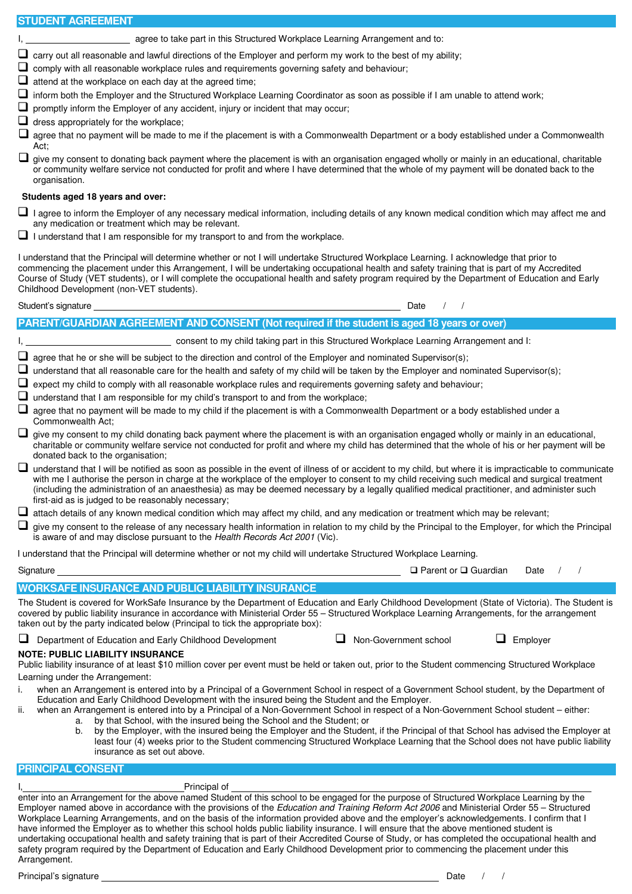## STUDENT AGREEMENT

I, ____________________ agree to take part in this Structured Workplace Learning Arrangement and to:

- ❑ carry out all reasonable and lawful directions of the Employer and perform my work to the best of my ability;
- ❑ comply with all reasonable workplace rules and requirements governing safety and behaviour;
- ❑ attend at the workplace on each day at the agreed time;
- ❑ inform both the Employer and the Structured Workplace Learning Coordinator as soon as possible if I am unable to attend work;
- ❑ promptly inform the Employer of any accident, injury or incident that may occur;
- ❑ dress appropriately for the workplace;
- ❑ agree that no payment will be made to me if the placement is with a Commonwealth Department or a body established under a Commonwealth Act;
- ❑ give my consent to donating back payment where the placement is with an organisation engaged wholly or mainly in an educational, charitable or community welfare service not conducted for profit and where I have determined that the whole of my payment will be donated back to the organisation.

**Students aged 18 years and over:**

- ❑ I agree to inform the Employer of any necessary medical information, including details of any known medical condition which may affect me and any medication or treatment which may be relevant.
- ❑ I understand that I am responsible for my transport to and from the workplace.

I understand that the Principal will determine whether or not I will undertake Structured Workplace Learning. I acknowledge that prior to commencing the placement under this Arrangement, I will be undertaking occupational health and safety training that is part of my Accredited Course of Study (VET students), or I will complete the occupational health and safety program required by the Department of Education and Early Childhood Development (non-VET students).

Student's signature ________________________________________ Date / /

## PARENT/GUARDIAN AGREEMENT AND CONSENT (Not required if the student is aged 18 years or over)

I, ________________________ consent to my child taking part in this Structured Workplace Learning Arrangement and I:

- ❑ agree that he or she will be subject to the direction and control of the Employer and nominated Supervisor(s);
- ❑ understand that all reasonable care for the health and safety of my child will be taken by the Employer and nominated Supervisor(s);
- ❑ expect my child to comply with all reasonable workplace rules and requirements governing safety and behaviour;
- ❑ understand that I am responsible for my child's transport to and from the workplace;
- ❑ agree that no payment will be made to my child if the placement is with a Commonwealth Department or a body established under a Commonwealth Act;
- ❑ give my consent to my child donating back payment where the placement is with an organisation engaged wholly or mainly in an educational, charitable or community welfare service not conducted for profit and where my child has determined that the whole of his or her payment will be donated back to the organisation;
- ❑ understand that I will be notified as soon as possible in the event of illness of or accident to my child, but where it is impracticable to communicate with me I authorise the person in charge at the workplace of the employer to consent to my child receiving such medical and surgical treatment (including the administration of an anaesthesia) as may be deemed necessary by a legally qualified medical practitioner, and administer such first-aid as is judged to be reasonably necessary;
- ❑ attach details of any known medical condition which may affect my child, and any medication or treatment which may be relevant;
- ❑ give my consent to the release of any necessary health information in relation to my child by the Principal to the Employer, for which the Principal is aware of and may disclose pursuant to the *Health Records Act 2001* (Vic).

I understand that the Principal will determine whether or not my child will undertake Structured Workplace Learning.

Signature ________________________________________ ❑ Parent or ❑ Guardian Date / /

## WORKSAFE INSURANCE AND PUBLIC LIABILITY INSURANCE

The Student is covered for WorkSafe Insurance by the Department of Education and Early Childhood Development (State of Victoria). The Student is covered by public liability insurance in accordance with Ministerial Order 55 – Structured Workplace Learning Arrangements, for the arrangement taken out by the party indicated below (Principal to tick the appropriate box):

❑ Department of Education and Early Childhood Development ❑ Non-Government school ❑ Employer

**NOTE: PUBLIC LIABILITY INSURANCE**

Public liability insurance of at least $10 million cover per event must be held or taken out, prior to the Student commencing Structured Workplace Learning under the Arrangement:

i. when an Arrangement is entered into by a Principal of a Government School in respect of a Government School student, by the Department of Education and Early Childhood Development with the insured being the Student and the Employer.

ii. when an Arrangement is entered into by a Principal of a Non-Government School in respect of a Non-Government School student – either:

   a. by that School, with the insured being the School and the Student; or

   b. by the Employer, with the insured being the Employer and the Student, if the Principal of that School has advised the Employer at least four (4) weeks prior to the Student commencing Structured Workplace Learning that the School does not have public liability insurance as set out above.

## PRINCIPAL CONSENT

I, ____________________________ Principal of ____________________________________________

enter into an Arrangement for the above named Student of this school to be engaged for the purpose of Structured Workplace Learning by the Employer named above in accordance with the provisions of the *Education and Training Reform Act 2006* and Ministerial Order 55 – Structured Workplace Learning Arrangements, and on the basis of the information provided above and the employer's acknowledgements. I confirm that I have informed the Employer as to whether this school holds public liability insurance. I will ensure that the above mentioned student is undertaking occupational health and safety training that is part of their Accredited Course of Study, or has completed the occupational health and safety program required by the Department of Education and Early Childhood Development prior to commencing the placement under this Arrangement.

Principal's signature ________________________________________ Date / /